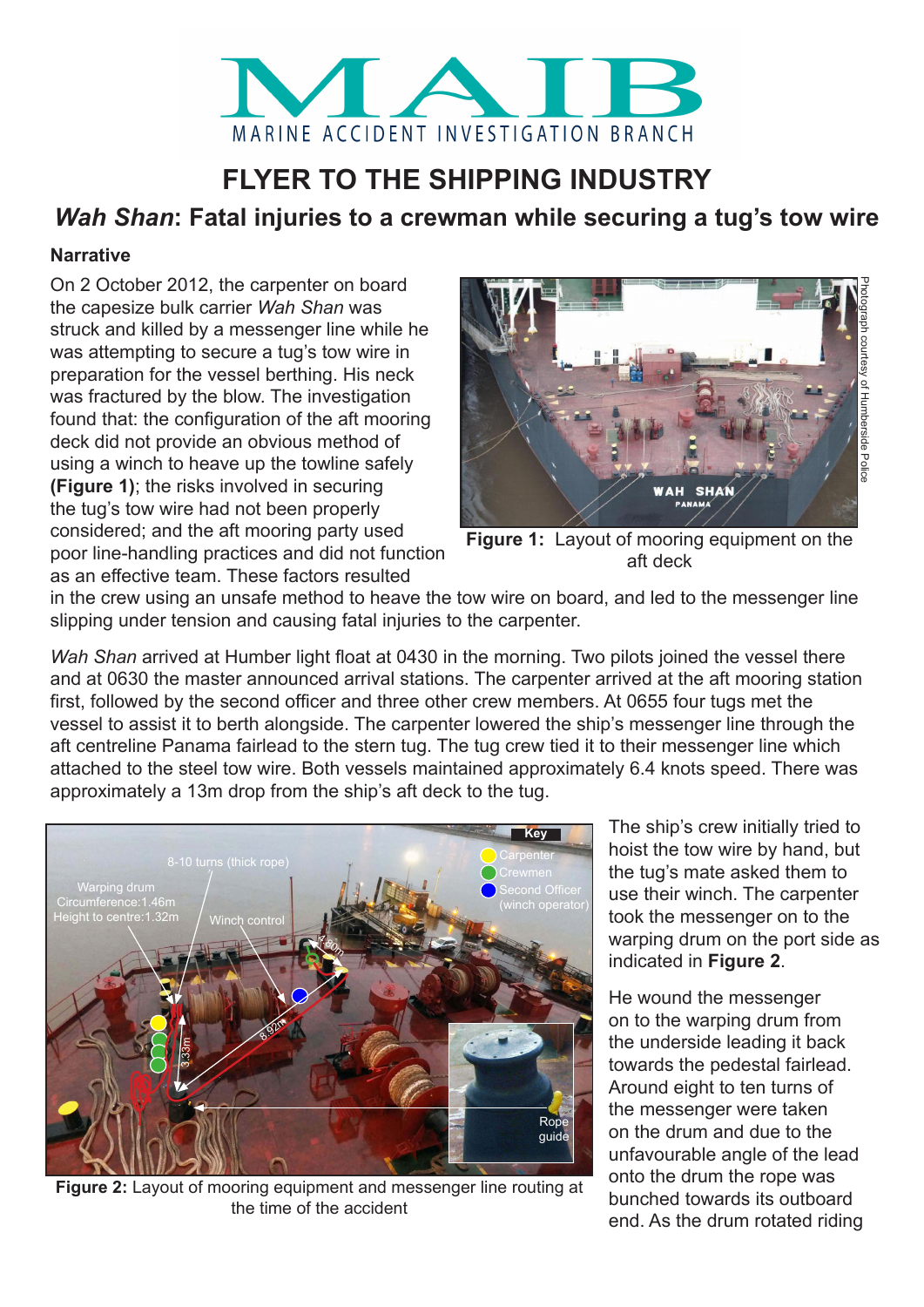# MAIB

MARINE ACCIDENT INVESTIGATION BRANCH

## FLYER TO THE SHIPPING INDUSTRY

## *Wah Shan*: Fatal injuries to a crewman while securing a tug's tow wire

### Narrative

On 2 October 2012, the carpenter on board the capesize bulk carrier *Wah Shan* was struck and killed by a messenger line while he was attempting to secure a tug's tow wire in preparation for the vessel berthing. His neck was fractured by the blow. The investigation found that: the configuration of the aft mooring deck did not provide an obvious method of using a winch to heave up the towline safely **(Figure 1)**; the risks involved in securing the tug's tow wire had not been properly considered; and the aft mooring party used poor line-handling practices and did not function as an effective team. These factors resulted in the crew using an unsafe method to heave the tow wire on board, and led to the messenger line slipping under tension and causing fatal injuries to the carpenter.

Photograph courtesy of Humberside Police

**Figure 1:** Layout of mooring equipment on the aft deck

*Wah Shan* arrived at Humber light float at 0430 in the morning. Two pilots joined the vessel there and at 0630 the master announced arrival stations. The carpenter arrived at the aft mooring station first, followed by the second officer and three other crew members. At 0655 four tugs met the vessel to assist it to berth alongside. The carpenter lowered the ship's messenger line through the aft centreline Panama fairlead to the stern tug. The tug crew tied it to their messenger line which attached to the steel tow wire. Both vessels maintained approximately 6.4 knots speed. There was approximately a 13m drop from the ship's aft deck to the tug.

**Figure 2:** Layout of mooring equipment and messenger line routing at the time of the accident

The ship's crew initially tried to hoist the tow wire by hand, but the tug's mate asked them to use their winch. The carpenter took the messenger on to the warping drum on the port side as indicated in **Figure 2**.

He wound the messenger on to the warping drum from the underside leading it back towards the pedestal fairlead. Around eight to ten turns of the messenger were taken on the drum and due to the unfavourable angle of the lead onto the drum the rope was bunched towards its outboard end. As the drum rotated riding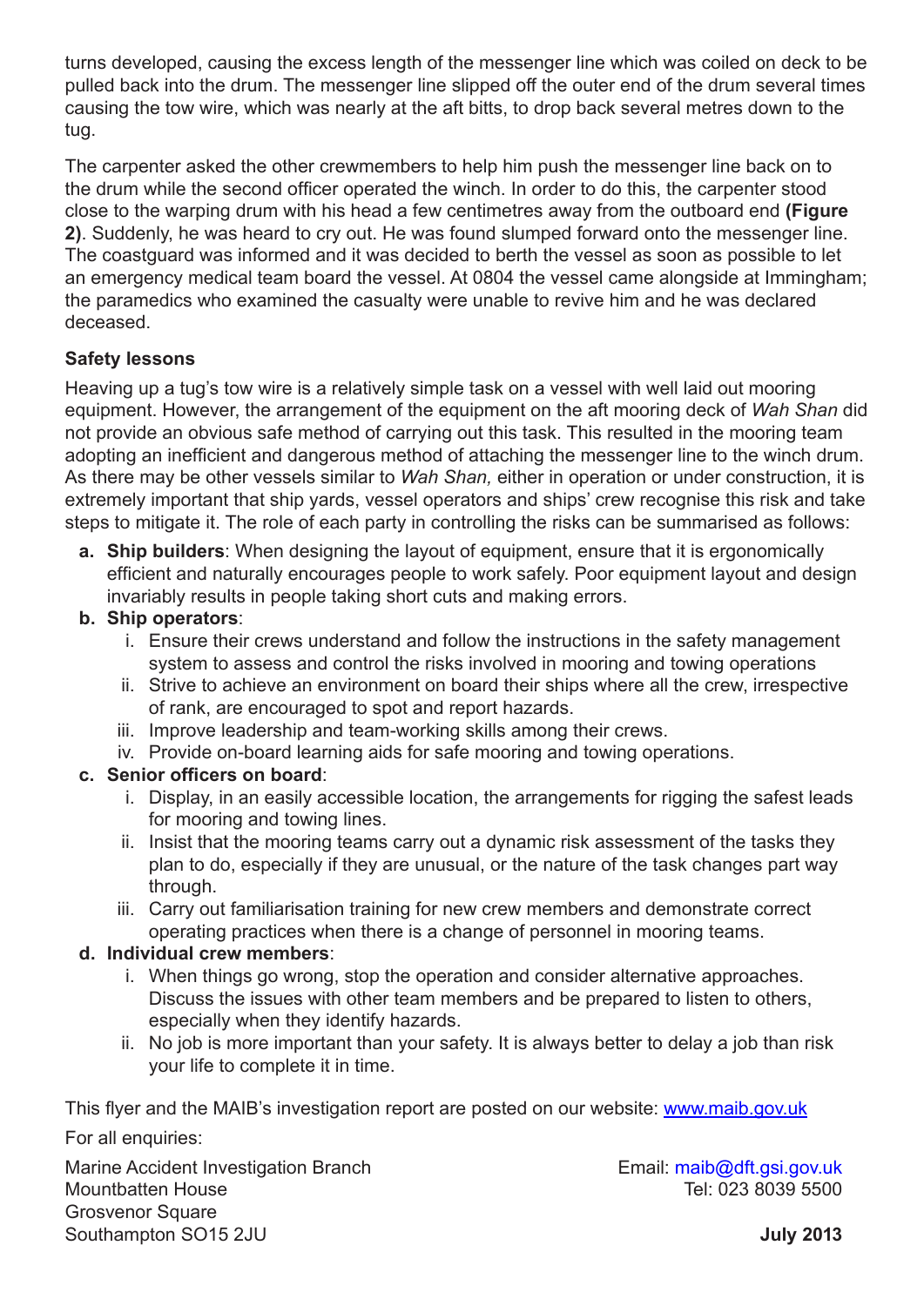turns developed, causing the excess length of the messenger line which was coiled on deck to be pulled back into the drum. The messenger line slipped off the outer end of the drum several times causing the tow wire, which was nearly at the aft bitts, to drop back several metres down to the tug.

The carpenter asked the other crewmembers to help him push the messenger line back on to the drum while the second officer operated the winch. In order to do this, the carpenter stood close to the warping drum with his head a few centimetres away from the outboard end **(Figure 2)**. Suddenly, he was heard to cry out. He was found slumped forward onto the messenger line. The coastguard was informed and it was decided to berth the vessel as soon as possible to let an emergency medical team board the vessel. At 0804 the vessel came alongside at Immingham; the paramedics who examined the casualty were unable to revive him and he was declared deceased.

### Safety lessons

Heaving up a tug's tow wire is a relatively simple task on a vessel with well laid out mooring equipment. However, the arrangement of the equipment on the aft mooring deck of *Wah Shan* did not provide an obvious safe method of carrying out this task. This resulted in the mooring team adopting an inefficient and dangerous method of attaching the messenger line to the winch drum. As there may be other vessels similar to *Wah Shan,* either in operation or under construction, it is extremely important that ship yards, vessel operators and ships' crew recognise this risk and take steps to mitigate it. The role of each party in controlling the risks can be summarised as follows:

a. **Ship builders**: When designing the layout of equipment, ensure that it is ergonomically efficient and naturally encourages people to work safely. Poor equipment layout and design invariably results in people taking short cuts and making errors.
b. **Ship operators**:
   i. Ensure their crews understand and follow the instructions in the safety management system to assess and control the risks involved in mooring and towing operations
   ii. Strive to achieve an environment on board their ships where all the crew, irrespective of rank, are encouraged to spot and report hazards.
   iii. Improve leadership and team-working skills among their crews.
   iv. Provide on-board learning aids for safe mooring and towing operations.
c. **Senior officers on board**:
   i. Display, in an easily accessible location, the arrangements for rigging the safest leads for mooring and towing lines.
   ii. Insist that the mooring teams carry out a dynamic risk assessment of the tasks they plan to do, especially if they are unusual, or the nature of the task changes part way through.
   iii. Carry out familiarisation training for new crew members and demonstrate correct operating practices when there is a change of personnel in mooring teams.
d. **Individual crew members**:
   i. When things go wrong, stop the operation and consider alternative approaches. Discuss the issues with other team members and be prepared to listen to others, especially when they identify hazards.
   ii. No job is more important than your safety. It is always better to delay a job than risk your life to complete it in time.

This flyer and the MAIB's investigation report are posted on our website: www.maib.gov.uk

For all enquiries:

Marine Accident Investigation Branch
Mountbatten House
Grosvenor Square
Southampton SO15 2JU

Email: maib@dft.gsi.gov.uk
Tel: 023 8039 5500

**July 2013**